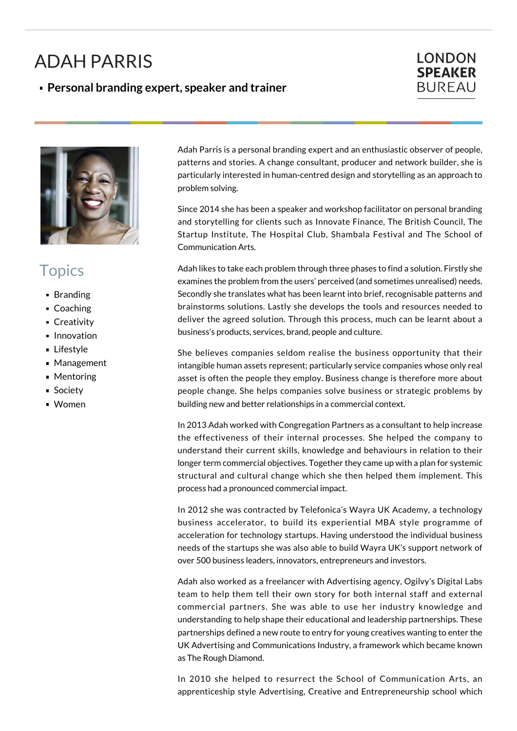# ADAH PARRIS

- **Personal branding expert, speaker and trainer**

LONDON **SPEAKER** BUREAU

## Topics

- Branding
- Coaching
- Creativity
- Innovation
- Lifestyle
- Management
- Mentoring
- Society
- Women

Adah Parris is a personal branding expert and an enthusiastic observer of people, patterns and stories. A change consultant, producer and network builder, she is particularly interested in human-centred design and storytelling as an approach to problem solving.

Since 2014 she has been a speaker and workshop facilitator on personal branding and storytelling for clients such as Innovate Finance, The British Council, The Startup Institute, The Hospital Club, Shambala Festival and The School of Communication Arts.

Adah likes to take each problem through three phases to find a solution. Firstly she examines the problem from the users' perceived (and sometimes unrealised) needs. Secondly she translates what has been learnt into brief, recognisable patterns and brainstorms solutions. Lastly she develops the tools and resources needed to deliver the agreed solution. Through this process, much can be learnt about a business's products, services, brand, people and culture.

She believes companies seldom realise the business opportunity that their intangible human assets represent; particularly service companies whose only real asset is often the people they employ. Business change is therefore more about people change. She helps companies solve business or strategic problems by building new and better relationships in a commercial context.

In 2013 Adah worked with Congregation Partners as a consultant to help increase the effectiveness of their internal processes. She helped the company to understand their current skills, knowledge and behaviours in relation to their longer term commercial objectives. Together they came up with a plan for systemic structural and cultural change which she then helped them implement. This process had a pronounced commercial impact.

In 2012 she was contracted by Telefonica's Wayra UK Academy, a technology business accelerator, to build its experiential MBA style programme of acceleration for technology startups. Having understood the individual business needs of the startups she was also able to build Wayra UK's support network of over 500 business leaders, innovators, entrepreneurs and investors.

Adah also worked as a freelancer with Advertising agency, Ogilvy's Digital Labs team to help them tell their own story for both internal staff and external commercial partners. She was able to use her industry knowledge and understanding to help shape their educational and leadership partnerships. These partnerships defined a new route to entry for young creatives wanting to enter the UK Advertising and Communications Industry, a framework which became known as The Rough Diamond.

In 2010 she helped to resurrect the School of Communication Arts, an apprenticeship style Advertising, Creative and Entrepreneurship school which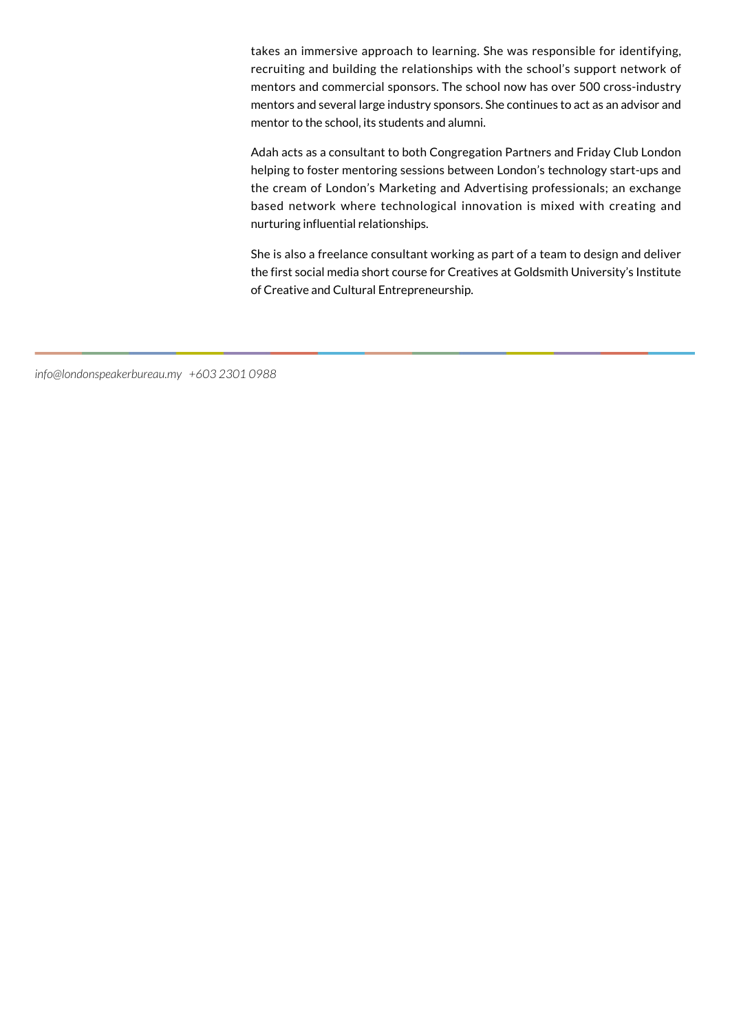takes an immersive approach to learning. She was responsible for identifying, recruiting and building the relationships with the school's support network of mentors and commercial sponsors. The school now has over 500 cross-industry mentors and several large industry sponsors. She continues to act as an advisor and mentor to the school, its students and alumni.

Adah acts as a consultant to both Congregation Partners and Friday Club London helping to foster mentoring sessions between London's technology start-ups and the cream of London's Marketing and Advertising professionals; an exchange based network where technological innovation is mixed with creating and nurturing influential relationships.

She is also a freelance consultant working as part of a team to design and deliver the first social media short course for Creatives at Goldsmith University's Institute of Creative and Cultural Entrepreneurship.